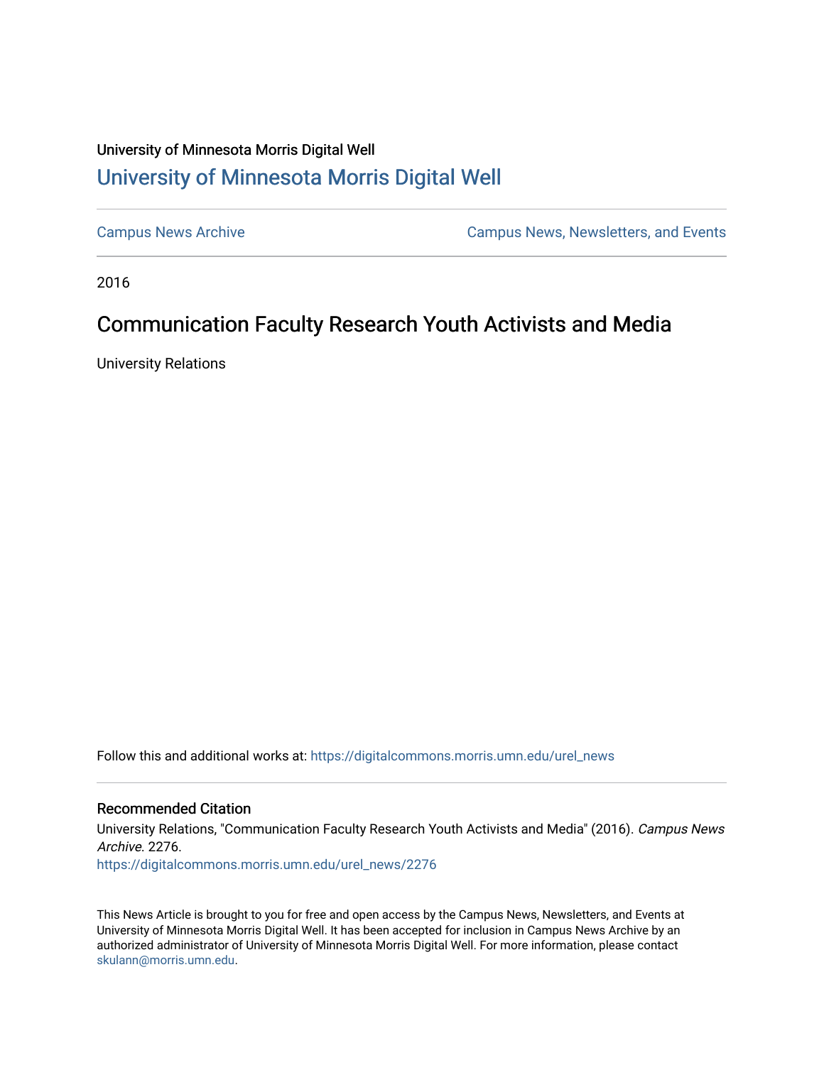University of Minnesota Morris Digital Well

## University of Minnesota Morris Digital Well

Campus News Archive

Campus News, Newsletters, and Events

2016

# Communication Faculty Research Youth Activists and Media

University Relations

Follow this and additional works at: https://digitalcommons.morris.umn.edu/urel_news

### Recommended Citation

University Relations, "Communication Faculty Research Youth Activists and Media" (2016). *Campus News Archive*. 2276.
https://digitalcommons.morris.umn.edu/urel_news/2276

This News Article is brought to you for free and open access by the Campus News, Newsletters, and Events at University of Minnesota Morris Digital Well. It has been accepted for inclusion in Campus News Archive by an authorized administrator of University of Minnesota Morris Digital Well. For more information, please contact skulann@morris.umn.edu.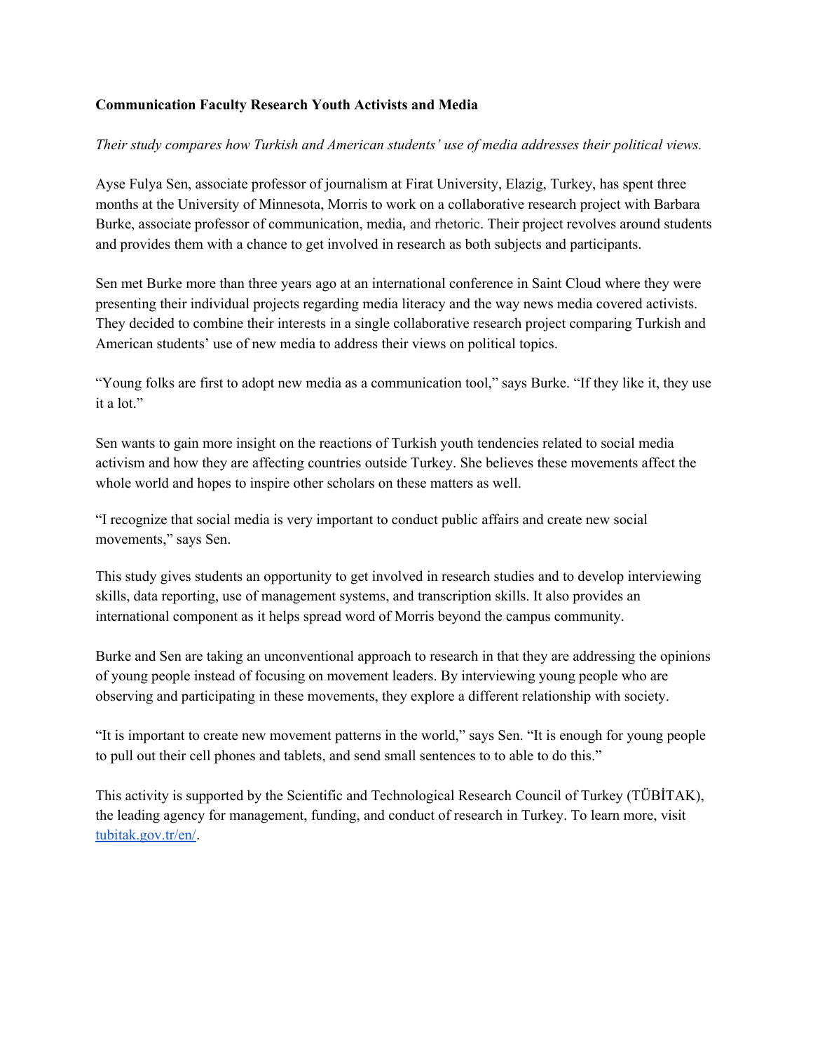**Communication Faculty Research Youth Activists and Media**

*Their study compares how Turkish and American students' use of media addresses their political views.*

Ayse Fulya Sen, associate professor of journalism at Firat University, Elazig, Turkey, has spent three months at the University of Minnesota, Morris to work on a collaborative research project with Barbara Burke, associate professor of communication, media, and rhetoric. Their project revolves around students and provides them with a chance to get involved in research as both subjects and participants.

Sen met Burke more than three years ago at an international conference in Saint Cloud where they were presenting their individual projects regarding media literacy and the way news media covered activists. They decided to combine their interests in a single collaborative research project comparing Turkish and American students' use of new media to address their views on political topics.

"Young folks are first to adopt new media as a communication tool," says Burke. "If they like it, they use it a lot."

Sen wants to gain more insight on the reactions of Turkish youth tendencies related to social media activism and how they are affecting countries outside Turkey. She believes these movements affect the whole world and hopes to inspire other scholars on these matters as well.

"I recognize that social media is very important to conduct public affairs and create new social movements," says Sen.

This study gives students an opportunity to get involved in research studies and to develop interviewing skills, data reporting, use of management systems, and transcription skills. It also provides an international component as it helps spread word of Morris beyond the campus community.

Burke and Sen are taking an unconventional approach to research in that they are addressing the opinions of young people instead of focusing on movement leaders. By interviewing young people who are observing and participating in these movements, they explore a different relationship with society.

"It is important to create new movement patterns in the world," says Sen. "It is enough for young people to pull out their cell phones and tablets, and send small sentences to to able to do this."

This activity is supported by the Scientific and Technological Research Council of Turkey (TÜBİTAK), the leading agency for management, funding, and conduct of research in Turkey. To learn more, visit [tubitak.gov.tr/en/](tubitak.gov.tr/en/).